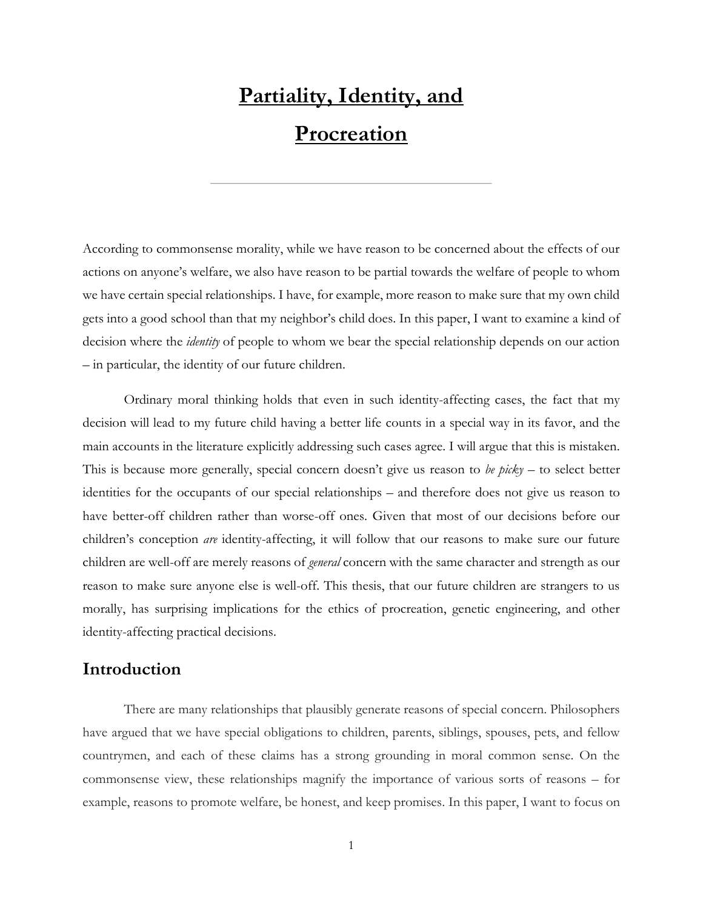# Partiality, Identity, and Procreation

---

According to commonsense morality, while we have reason to be concerned about the effects of our actions on anyone's welfare, we also have reason to be partial towards the welfare of people to whom we have certain special relationships. I have, for example, more reason to make sure that my own child gets into a good school than that my neighbor's child does. In this paper, I want to examine a kind of decision where the *identity* of people to whom we bear the special relationship depends on our action – in particular, the identity of our future children.

Ordinary moral thinking holds that even in such identity-affecting cases, the fact that my decision will lead to my future child having a better life counts in a special way in its favor, and the main accounts in the literature explicitly addressing such cases agree. I will argue that this is mistaken. This is because more generally, special concern doesn't give us reason to *be picky* – to select better identities for the occupants of our special relationships – and therefore does not give us reason to have better-off children rather than worse-off ones. Given that most of our decisions before our children's conception *are* identity-affecting, it will follow that our reasons to make sure our future children are well-off are merely reasons of *general* concern with the same character and strength as our reason to make sure anyone else is well-off. This thesis, that our future children are strangers to us morally, has surprising implications for the ethics of procreation, genetic engineering, and other identity-affecting practical decisions.

## Introduction

There are many relationships that plausibly generate reasons of special concern. Philosophers have argued that we have special obligations to children, parents, siblings, spouses, pets, and fellow countrymen, and each of these claims has a strong grounding in moral common sense. On the commonsense view, these relationships magnify the importance of various sorts of reasons – for example, reasons to promote welfare, be honest, and keep promises. In this paper, I want to focus on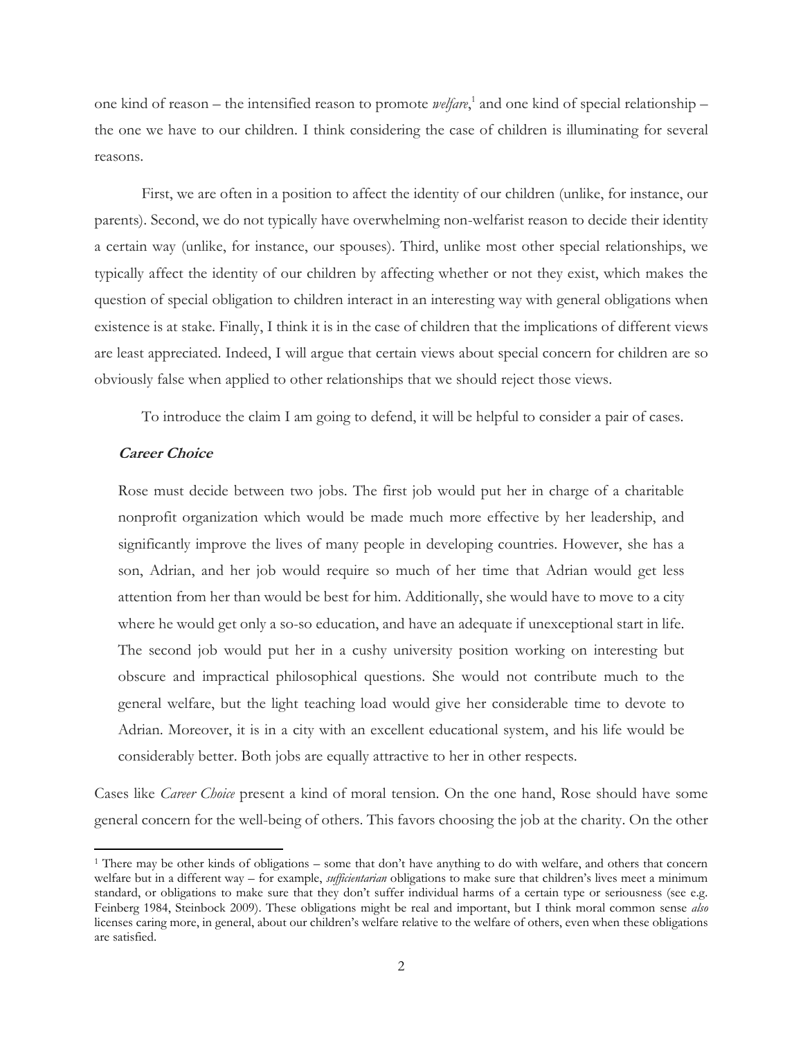one kind of reason – the intensified reason to promote *welfare*,[1] and one kind of special relationship – the one we have to our children. I think considering the case of children is illuminating for several reasons.

First, we are often in a position to affect the identity of our children (unlike, for instance, our parents). Second, we do not typically have overwhelming non-welfarist reason to decide their identity a certain way (unlike, for instance, our spouses). Third, unlike most other special relationships, we typically affect the identity of our children by affecting whether or not they exist, which makes the question of special obligation to children interact in an interesting way with general obligations when existence is at stake. Finally, I think it is in the case of children that the implications of different views are least appreciated. Indeed, I will argue that certain views about special concern for children are so obviously false when applied to other relationships that we should reject those views.

To introduce the claim I am going to defend, it will be helpful to consider a pair of cases.

***Career Choice***

Rose must decide between two jobs. The first job would put her in charge of a charitable nonprofit organization which would be made much more effective by her leadership, and significantly improve the lives of many people in developing countries. However, she has a son, Adrian, and her job would require so much of her time that Adrian would get less attention from her than would be best for him. Additionally, she would have to move to a city where he would get only a so-so education, and have an adequate if unexceptional start in life. The second job would put her in a cushy university position working on interesting but obscure and impractical philosophical questions. She would not contribute much to the general welfare, but the light teaching load would give her considerable time to devote to Adrian. Moreover, it is in a city with an excellent educational system, and his life would be considerably better. Both jobs are equally attractive to her in other respects.

Cases like *Career Choice* present a kind of moral tension. On the one hand, Rose should have some general concern for the well-being of others. This favors choosing the job at the charity. On the other

[1] There may be other kinds of obligations – some that don't have anything to do with welfare, and others that concern welfare but in a different way – for example, *sufficientarian* obligations to make sure that children's lives meet a minimum standard, or obligations to make sure that they don't suffer individual harms of a certain type or seriousness (see e.g. Feinberg 1984, Steinbock 2009). These obligations might be real and important, but I think moral common sense *also* licenses caring more, in general, about our children's welfare relative to the welfare of others, even when these obligations are satisfied.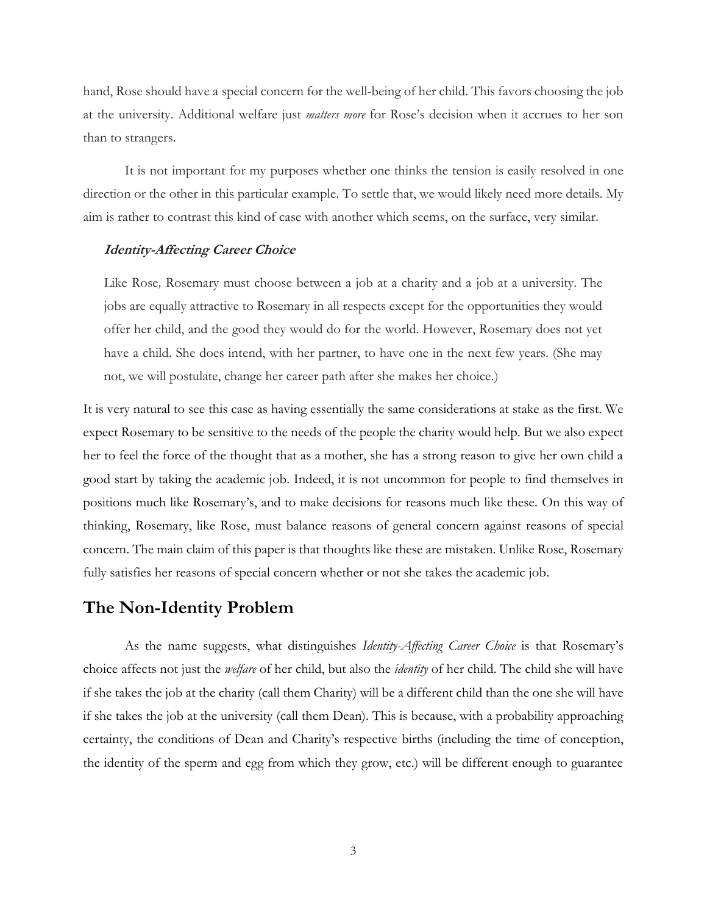hand, Rose should have a special concern for the well-being of her child. This favors choosing the job at the university. Additional welfare just *matters more* for Rose's decision when it accrues to her son than to strangers.

It is not important for my purposes whether one thinks the tension is easily resolved in one direction or the other in this particular example. To settle that, we would likely need more details. My aim is rather to contrast this kind of case with another which seems, on the surface, very similar.

***Identity-Affecting Career Choice***

> Like Rose*,* Rosemary must choose between a job at a charity and a job at a university. The jobs are equally attractive to Rosemary in all respects except for the opportunities they would offer her child, and the good they would do for the world. However, Rosemary does not yet have a child. She does intend, with her partner, to have one in the next few years. (She may not, we will postulate, change her career path after she makes her choice.)

It is very natural to see this case as having essentially the same considerations at stake as the first. We expect Rosemary to be sensitive to the needs of the people the charity would help. But we also expect her to feel the force of the thought that as a mother, she has a strong reason to give her own child a good start by taking the academic job. Indeed, it is not uncommon for people to find themselves in positions much like Rosemary's, and to make decisions for reasons much like these. On this way of thinking, Rosemary, like Rose, must balance reasons of general concern against reasons of special concern. The main claim of this paper is that thoughts like these are mistaken. Unlike Rose, Rosemary fully satisfies her reasons of special concern whether or not she takes the academic job.

## The Non-Identity Problem

As the name suggests, what distinguishes *Identity-Affecting Career Choice* is that Rosemary's choice affects not just the *welfare* of her child, but also the *identity* of her child. The child she will have if she takes the job at the charity (call them Charity) will be a different child than the one she will have if she takes the job at the university (call them Dean). This is because, with a probability approaching certainty, the conditions of Dean and Charity's respective births (including the time of conception, the identity of the sperm and egg from which they grow, etc.) will be different enough to guarantee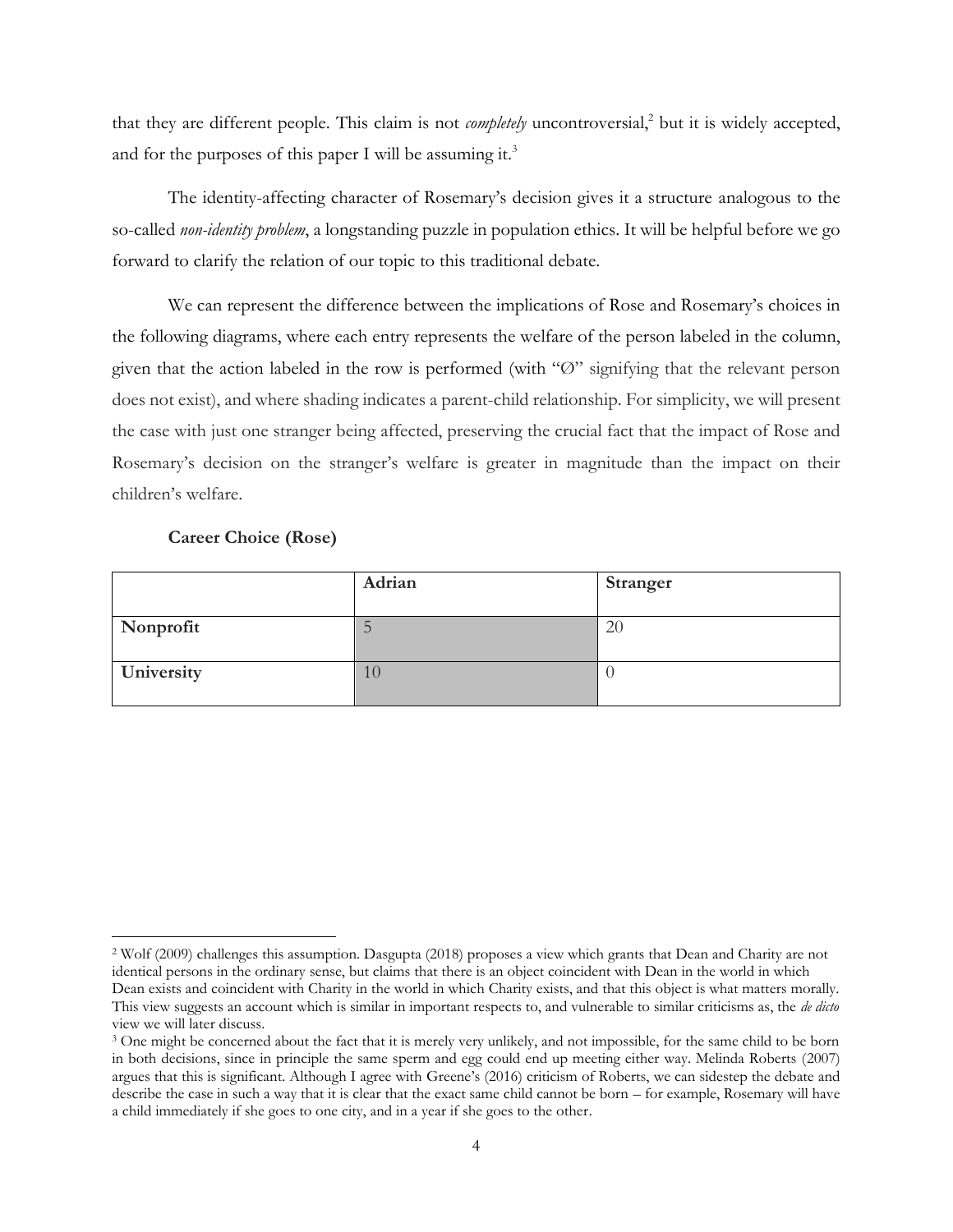that they are different people. This claim is not *completely* uncontroversial,[2] but it is widely accepted, and for the purposes of this paper I will be assuming it.[3]

The identity-affecting character of Rosemary's decision gives it a structure analogous to the so-called *non-identity problem*, a longstanding puzzle in population ethics. It will be helpful before we go forward to clarify the relation of our topic to this traditional debate.

We can represent the difference between the implications of Rose and Rosemary's choices in the following diagrams, where each entry represents the welfare of the person labeled in the column, given that the action labeled in the row is performed (with "Ø" signifying that the relevant person does not exist), and where shading indicates a parent-child relationship. For simplicity, we will present the case with just one stranger being affected, preserving the crucial fact that the impact of Rose and Rosemary's decision on the stranger's welfare is greater in magnitude than the impact on their children's welfare.

**Career Choice (Rose)**

| | **Adrian** | **Stranger** |
|---|---|---|
| **Nonprofit** | 5 | 20 |
| **University** | 10 | 0 |

---

[2] Wolf (2009) challenges this assumption. Dasgupta (2018) proposes a view which grants that Dean and Charity are not identical persons in the ordinary sense, but claims that there is an object coincident with Dean in the world in which Dean exists and coincident with Charity in the world in which Charity exists, and that this object is what matters morally. This view suggests an account which is similar in important respects to, and vulnerable to similar criticisms as, the *de dicto* view we will later discuss.

[3] One might be concerned about the fact that it is merely very unlikely, and not impossible, for the same child to be born in both decisions, since in principle the same sperm and egg could end up meeting either way. Melinda Roberts (2007) argues that this is significant. Although I agree with Greene's (2016) criticism of Roberts, we can sidestep the debate and describe the case in such a way that it is clear that the exact same child cannot be born – for example, Rosemary will have a child immediately if she goes to one city, and in a year if she goes to the other.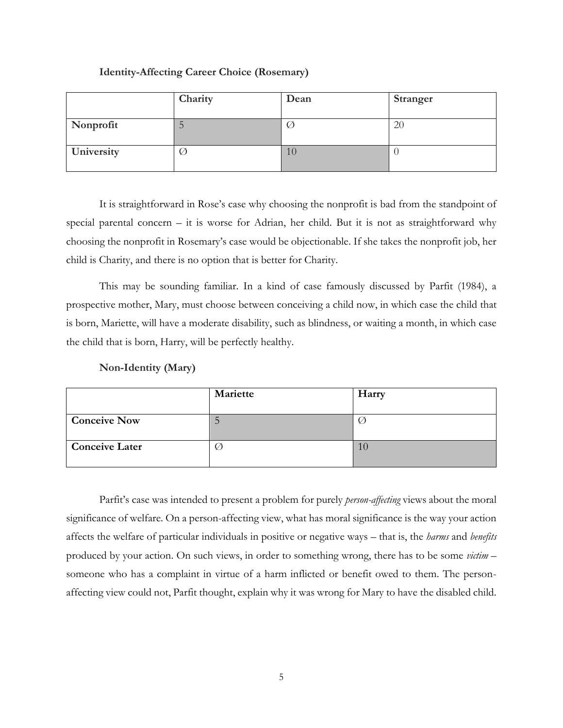**Identity-Affecting Career Choice (Rosemary)**

| | Charity | Dean | Stranger |
|---|---|---|---|
| **Nonprofit** | 5 | ∅ | 20 |
| **University** | ∅ | 10 | 0 |

It is straightforward in Rose's case why choosing the nonprofit is bad from the standpoint of special parental concern – it is worse for Adrian, her child. But it is not as straightforward why choosing the nonprofit in Rosemary's case would be objectionable. If she takes the nonprofit job, her child is Charity, and there is no option that is better for Charity.

This may be sounding familiar. In a kind of case famously discussed by Parfit (1984), a prospective mother, Mary, must choose between conceiving a child now, in which case the child that is born, Mariette, will have a moderate disability, such as blindness, or waiting a month, in which case the child that is born, Harry, will be perfectly healthy.

**Non-Identity (Mary)**

| | Mariette | Harry |
|---|---|---|
| **Conceive Now** | 5 | ∅ |
| **Conceive Later** | ∅ | 10 |

Parfit's case was intended to present a problem for purely *person-affecting* views about the moral significance of welfare. On a person-affecting view, what has moral significance is the way your action affects the welfare of particular individuals in positive or negative ways – that is, the *harms* and *benefits* produced by your action. On such views, in order to something wrong, there has to be some *victim* – someone who has a complaint in virtue of a harm inflicted or benefit owed to them. The person-affecting view could not, Parfit thought, explain why it was wrong for Mary to have the disabled child.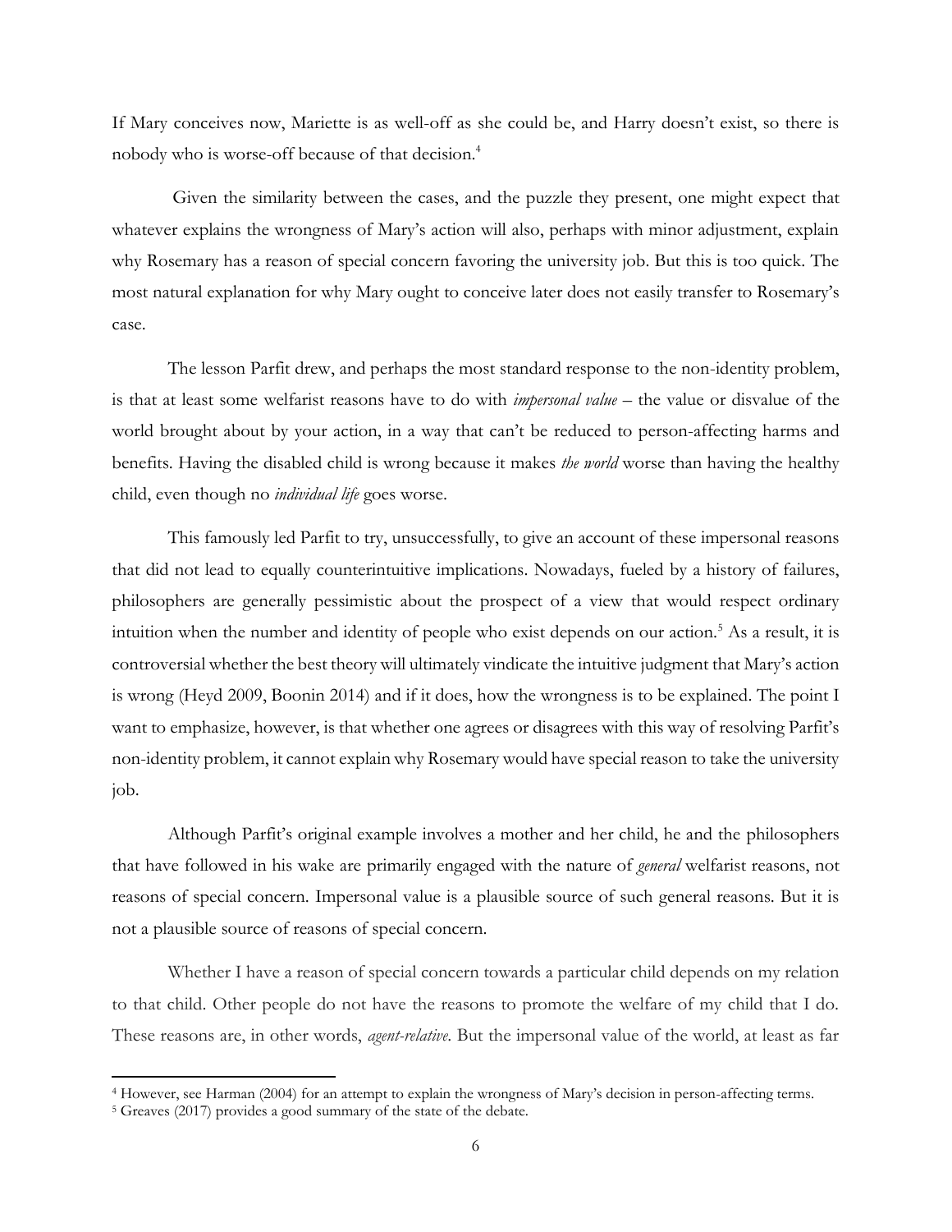If Mary conceives now, Mariette is as well-off as she could be, and Harry doesn't exist, so there is nobody who is worse-off because of that decision.[4]

Given the similarity between the cases, and the puzzle they present, one might expect that whatever explains the wrongness of Mary's action will also, perhaps with minor adjustment, explain why Rosemary has a reason of special concern favoring the university job. But this is too quick. The most natural explanation for why Mary ought to conceive later does not easily transfer to Rosemary's case.

The lesson Parfit drew, and perhaps the most standard response to the non-identity problem, is that at least some welfarist reasons have to do with *impersonal value* – the value or disvalue of the world brought about by your action, in a way that can't be reduced to person-affecting harms and benefits. Having the disabled child is wrong because it makes *the world* worse than having the healthy child, even though no *individual life* goes worse.

This famously led Parfit to try, unsuccessfully, to give an account of these impersonal reasons that did not lead to equally counterintuitive implications. Nowadays, fueled by a history of failures, philosophers are generally pessimistic about the prospect of a view that would respect ordinary intuition when the number and identity of people who exist depends on our action.[5] As a result, it is controversial whether the best theory will ultimately vindicate the intuitive judgment that Mary's action is wrong (Heyd 2009, Boonin 2014) and if it does, how the wrongness is to be explained. The point I want to emphasize, however, is that whether one agrees or disagrees with this way of resolving Parfit's non-identity problem, it cannot explain why Rosemary would have special reason to take the university job.

Although Parfit's original example involves a mother and her child, he and the philosophers that have followed in his wake are primarily engaged with the nature of *general* welfarist reasons, not reasons of special concern. Impersonal value is a plausible source of such general reasons. But it is not a plausible source of reasons of special concern.

Whether I have a reason of special concern towards a particular child depends on my relation to that child. Other people do not have the reasons to promote the welfare of my child that I do. These reasons are, in other words, *agent-relative*. But the impersonal value of the world, at least as far

[4] However, see Harman (2004) for an attempt to explain the wrongness of Mary's decision in person-affecting terms.

[5] Greaves (2017) provides a good summary of the state of the debate.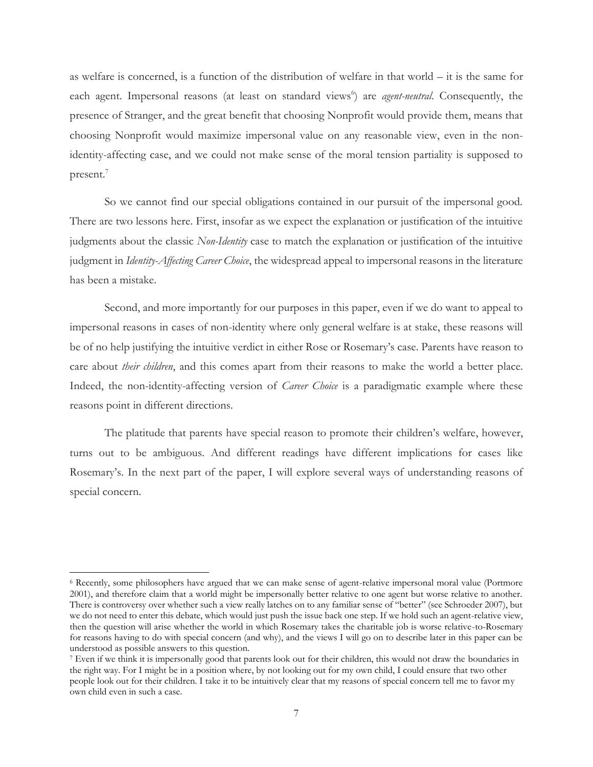as welfare is concerned, is a function of the distribution of welfare in that world – it is the same for each agent. Impersonal reasons (at least on standard views[6]) are *agent-neutral*. Consequently, the presence of Stranger, and the great benefit that choosing Nonprofit would provide them, means that choosing Nonprofit would maximize impersonal value on any reasonable view, even in the non-identity-affecting case, and we could not make sense of the moral tension partiality is supposed to present.[7]

So we cannot find our special obligations contained in our pursuit of the impersonal good. There are two lessons here. First, insofar as we expect the explanation or justification of the intuitive judgments about the classic *Non-Identity* case to match the explanation or justification of the intuitive judgment in *Identity-Affecting Career Choice*, the widespread appeal to impersonal reasons in the literature has been a mistake.

Second, and more importantly for our purposes in this paper, even if we do want to appeal to impersonal reasons in cases of non-identity where only general welfare is at stake, these reasons will be of no help justifying the intuitive verdict in either Rose or Rosemary's case. Parents have reason to care about *their children*, and this comes apart from their reasons to make the world a better place. Indeed, the non-identity-affecting version of *Career Choice* is a paradigmatic example where these reasons point in different directions.

The platitude that parents have special reason to promote their children's welfare, however, turns out to be ambiguous. And different readings have different implications for cases like Rosemary's. In the next part of the paper, I will explore several ways of understanding reasons of special concern.

---

[6] Recently, some philosophers have argued that we can make sense of agent-relative impersonal moral value (Portmore 2001), and therefore claim that a world might be impersonally better relative to one agent but worse relative to another. There is controversy over whether such a view really latches on to any familiar sense of "better" (see Schroeder 2007), but we do not need to enter this debate, which would just push the issue back one step. If we hold such an agent-relative view, then the question will arise whether the world in which Rosemary takes the charitable job is worse relative-to-Rosemary for reasons having to do with special concern (and why), and the views I will go on to describe later in this paper can be understood as possible answers to this question.

[7] Even if we think it is impersonally good that parents look out for their children, this would not draw the boundaries in the right way. For I might be in a position where, by not looking out for my own child, I could ensure that two other people look out for their children. I take it to be intuitively clear that my reasons of special concern tell me to favor my own child even in such a case.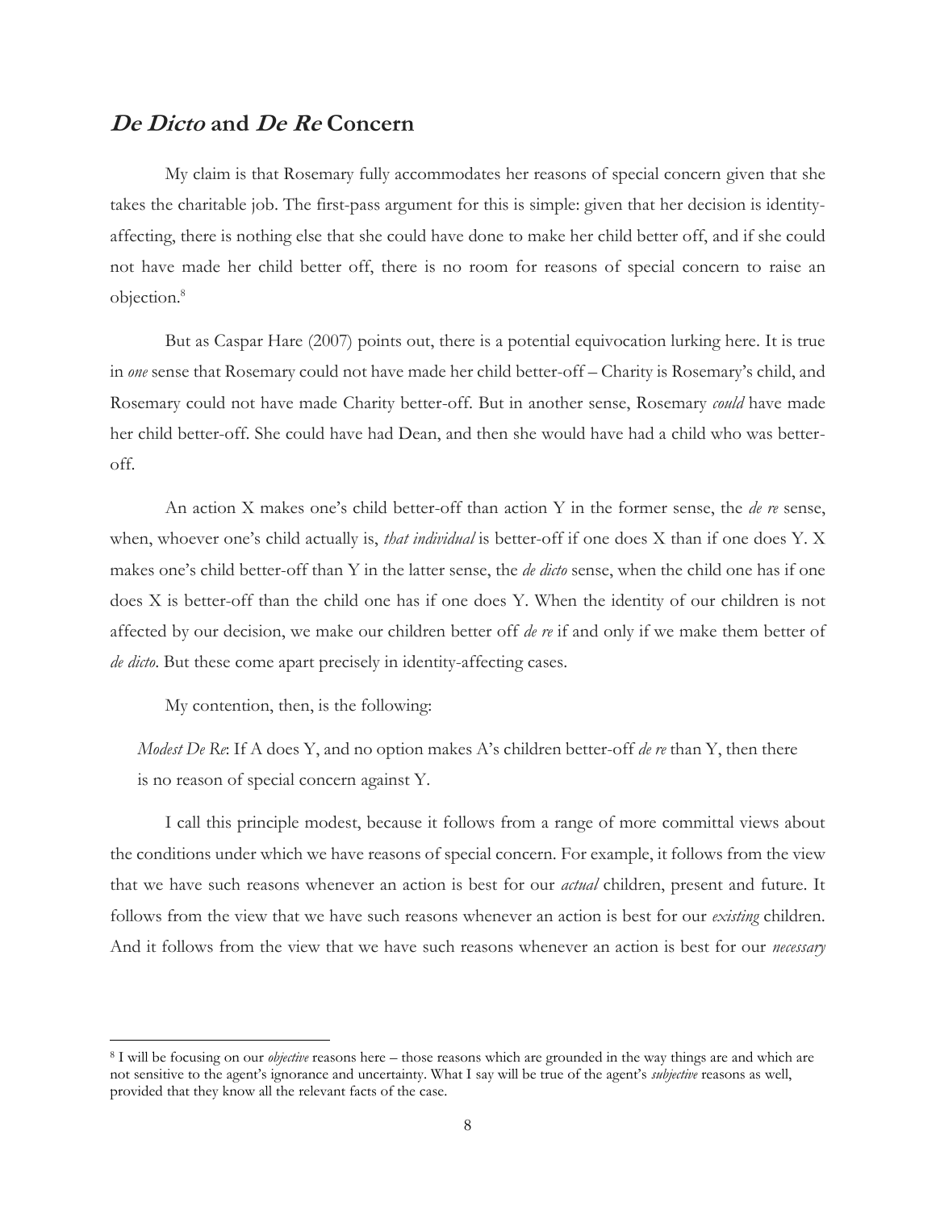## *De Dicto* and *De Re* Concern

My claim is that Rosemary fully accommodates her reasons of special concern given that she takes the charitable job. The first-pass argument for this is simple: given that her decision is identity-affecting, there is nothing else that she could have done to make her child better off, and if she could not have made her child better off, there is no room for reasons of special concern to raise an objection.[8]

But as Caspar Hare (2007) points out, there is a potential equivocation lurking here. It is true in *one* sense that Rosemary could not have made her child better-off – Charity is Rosemary's child, and Rosemary could not have made Charity better-off. But in another sense, Rosemary *could* have made her child better-off. She could have had Dean, and then she would have had a child who was better-off.

An action X makes one's child better-off than action Y in the former sense, the *de re* sense, when, whoever one's child actually is, *that individual* is better-off if one does X than if one does Y. X makes one's child better-off than Y in the latter sense, the *de dicto* sense, when the child one has if one does X is better-off than the child one has if one does Y. When the identity of our children is not affected by our decision, we make our children better off *de re* if and only if we make them better of *de dicto*. But these come apart precisely in identity-affecting cases.

My contention, then, is the following:

*Modest De Re*: If A does Y, and no option makes A's children better-off *de re* than Y, then there is no reason of special concern against Y.

I call this principle modest, because it follows from a range of more committal views about the conditions under which we have reasons of special concern. For example, it follows from the view that we have such reasons whenever an action is best for our *actual* children, present and future. It follows from the view that we have such reasons whenever an action is best for our *existing* children. And it follows from the view that we have such reasons whenever an action is best for our *necessary*

[8] I will be focusing on our *objective* reasons here – those reasons which are grounded in the way things are and which are not sensitive to the agent's ignorance and uncertainty. What I say will be true of the agent's *subjective* reasons as well, provided that they know all the relevant facts of the case.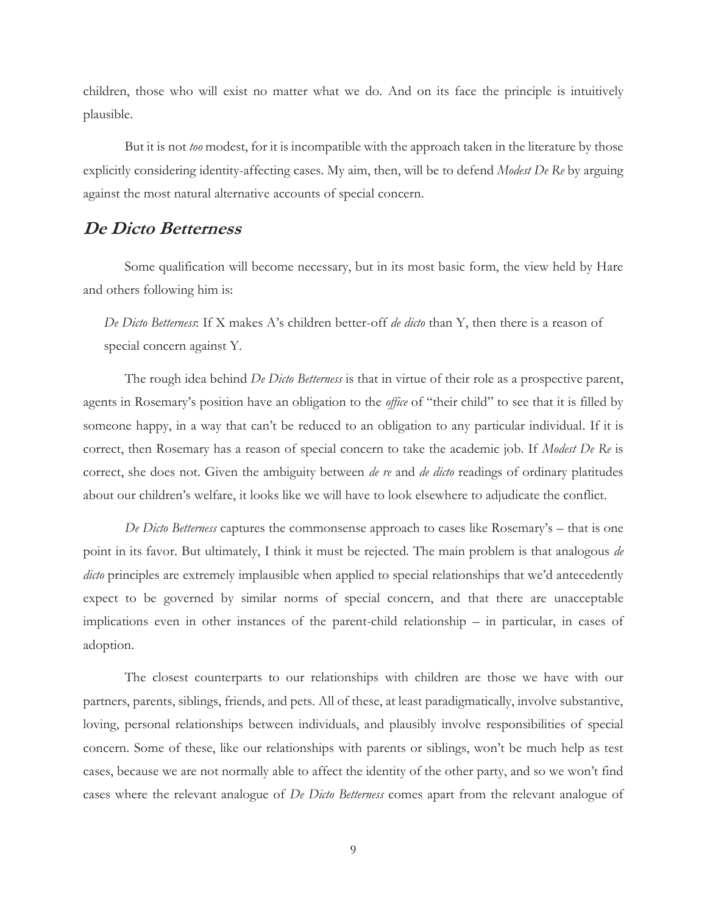children, those who will exist no matter what we do. And on its face the principle is intuitively plausible.

But it is not *too* modest, for it is incompatible with the approach taken in the literature by those explicitly considering identity-affecting cases. My aim, then, will be to defend *Modest De Re* by arguing against the most natural alternative accounts of special concern.

## De Dicto Betterness

Some qualification will become necessary, but in its most basic form, the view held by Hare and others following him is:

> *De Dicto Betterness*: If X makes A's children better-off *de dicto* than Y, then there is a reason of special concern against Y.

The rough idea behind *De Dicto Betterness* is that in virtue of their role as a prospective parent, agents in Rosemary's position have an obligation to the *office* of "their child" to see that it is filled by someone happy, in a way that can't be reduced to an obligation to any particular individual. If it is correct, then Rosemary has a reason of special concern to take the academic job. If *Modest De Re* is correct, she does not. Given the ambiguity between *de re* and *de dicto* readings of ordinary platitudes about our children's welfare, it looks like we will have to look elsewhere to adjudicate the conflict.

*De Dicto Betterness* captures the commonsense approach to cases like Rosemary's – that is one point in its favor. But ultimately, I think it must be rejected. The main problem is that analogous *de dicto* principles are extremely implausible when applied to special relationships that we'd antecedently expect to be governed by similar norms of special concern, and that there are unacceptable implications even in other instances of the parent-child relationship – in particular, in cases of adoption.

The closest counterparts to our relationships with children are those we have with our partners, parents, siblings, friends, and pets. All of these, at least paradigmatically, involve substantive, loving, personal relationships between individuals, and plausibly involve responsibilities of special concern. Some of these, like our relationships with parents or siblings, won't be much help as test cases, because we are not normally able to affect the identity of the other party, and so we won't find cases where the relevant analogue of *De Dicto Betterness* comes apart from the relevant analogue of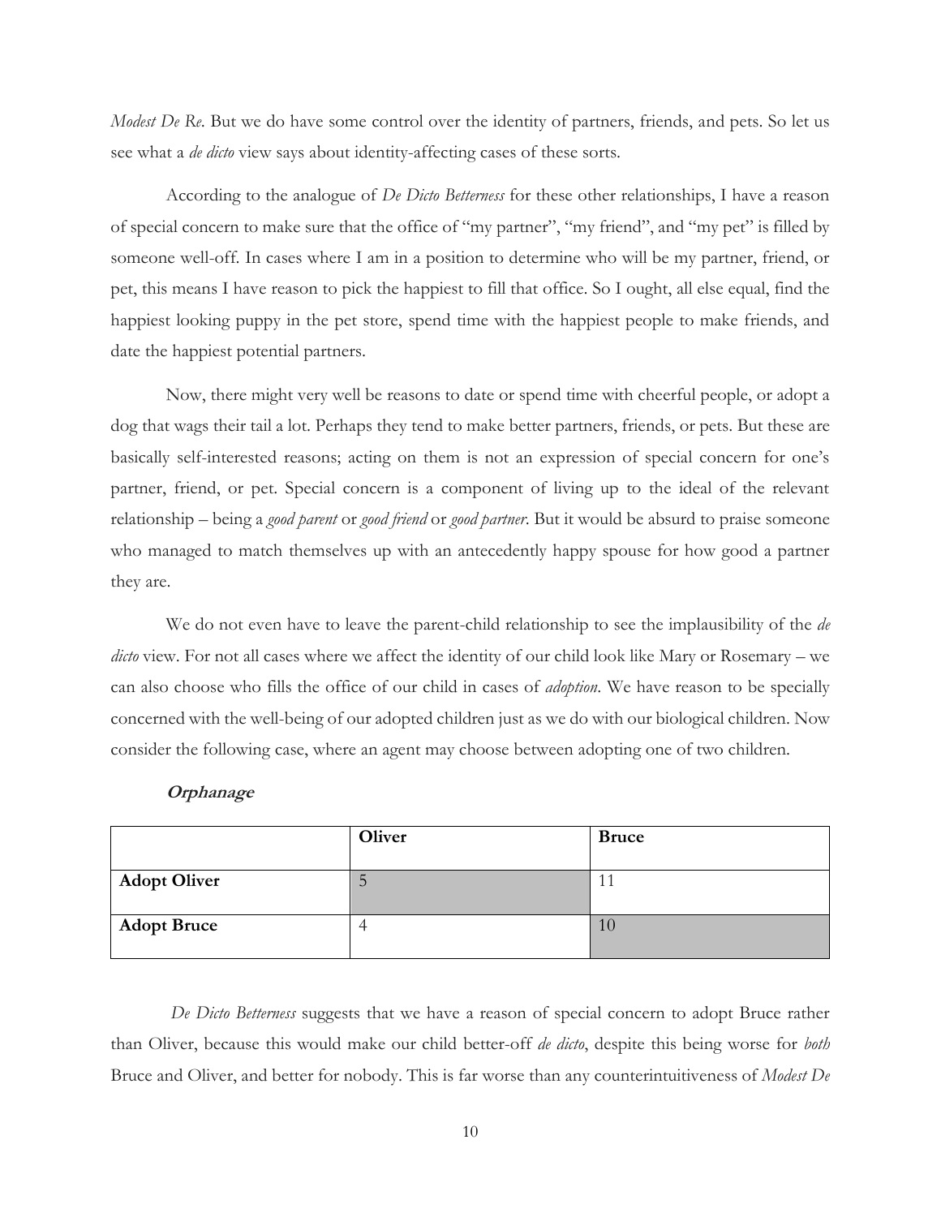*Modest De Re*. But we do have some control over the identity of partners, friends, and pets. So let us see what a *de dicto* view says about identity-affecting cases of these sorts.

According to the analogue of *De Dicto Betterness* for these other relationships, I have a reason of special concern to make sure that the office of "my partner", "my friend", and "my pet" is filled by someone well-off. In cases where I am in a position to determine who will be my partner, friend, or pet, this means I have reason to pick the happiest to fill that office. So I ought, all else equal, find the happiest looking puppy in the pet store, spend time with the happiest people to make friends, and date the happiest potential partners.

Now, there might very well be reasons to date or spend time with cheerful people, or adopt a dog that wags their tail a lot. Perhaps they tend to make better partners, friends, or pets. But these are basically self-interested reasons; acting on them is not an expression of special concern for one's partner, friend, or pet. Special concern is a component of living up to the ideal of the relevant relationship – being a *good parent* or *good friend* or *good partner*. But it would be absurd to praise someone who managed to match themselves up with an antecedently happy spouse for how good a partner they are.

We do not even have to leave the parent-child relationship to see the implausibility of the *de dicto* view. For not all cases where we affect the identity of our child look like Mary or Rosemary – we can also choose who fills the office of our child in cases of *adoption*. We have reason to be specially concerned with the well-being of our adopted children just as we do with our biological children. Now consider the following case, where an agent may choose between adopting one of two children.

***Orphanage***

| | **Oliver** | **Bruce** |
|---|---|---|
| **Adopt Oliver** | 5 | 11 |
| **Adopt Bruce** | 4 | 10 |

*De Dicto Betterness* suggests that we have a reason of special concern to adopt Bruce rather than Oliver, because this would make our child better-off *de dicto*, despite this being worse for *both* Bruce and Oliver, and better for nobody. This is far worse than any counterintuitiveness of *Modest De*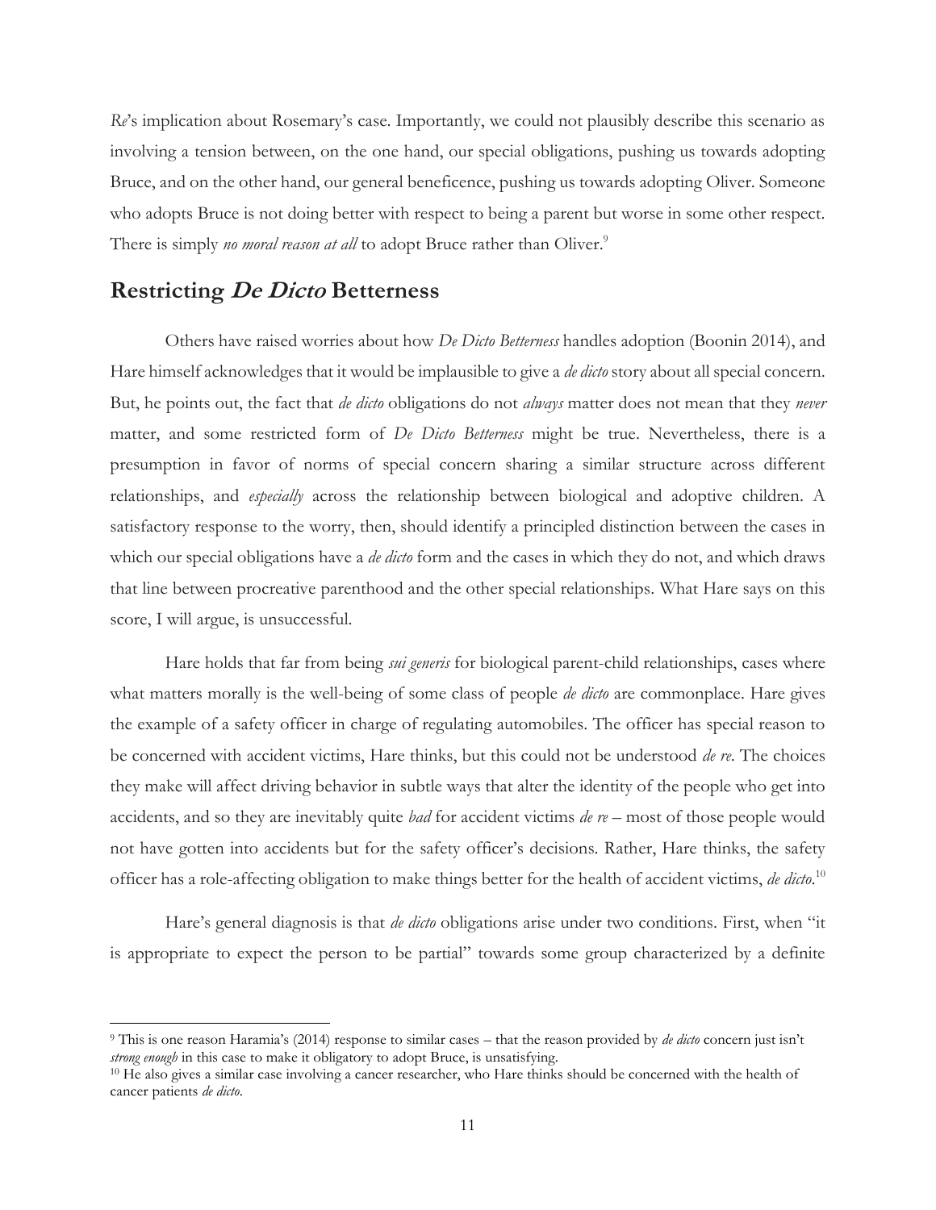*Re*'s implication about Rosemary's case. Importantly, we could not plausibly describe this scenario as involving a tension between, on the one hand, our special obligations, pushing us towards adopting Bruce, and on the other hand, our general beneficence, pushing us towards adopting Oliver. Someone who adopts Bruce is not doing better with respect to being a parent but worse in some other respect. There is simply *no moral reason at all* to adopt Bruce rather than Oliver.[9]

## Restricting *De Dicto* Betterness

Others have raised worries about how *De Dicto Betterness* handles adoption (Boonin 2014), and Hare himself acknowledges that it would be implausible to give a *de dicto* story about all special concern. But, he points out, the fact that *de dicto* obligations do not *always* matter does not mean that they *never* matter, and some restricted form of *De Dicto Betterness* might be true. Nevertheless, there is a presumption in favor of norms of special concern sharing a similar structure across different relationships, and *especially* across the relationship between biological and adoptive children. A satisfactory response to the worry, then, should identify a principled distinction between the cases in which our special obligations have a *de dicto* form and the cases in which they do not, and which draws that line between procreative parenthood and the other special relationships. What Hare says on this score, I will argue, is unsuccessful.

Hare holds that far from being *sui generis* for biological parent-child relationships, cases where what matters morally is the well-being of some class of people *de dicto* are commonplace. Hare gives the example of a safety officer in charge of regulating automobiles. The officer has special reason to be concerned with accident victims, Hare thinks, but this could not be understood *de re*. The choices they make will affect driving behavior in subtle ways that alter the identity of the people who get into accidents, and so they are inevitably quite *bad* for accident victims *de re* – most of those people would not have gotten into accidents but for the safety officer's decisions. Rather, Hare thinks, the safety officer has a role-affecting obligation to make things better for the health of accident victims, *de dicto*.[10]

Hare's general diagnosis is that *de dicto* obligations arise under two conditions. First, when "it is appropriate to expect the person to be partial" towards some group characterized by a definite

---

[9] This is one reason Haramia's (2014) response to similar cases – that the reason provided by *de dicto* concern just isn't *strong enough* in this case to make it obligatory to adopt Bruce, is unsatisfying.

[10] He also gives a similar case involving a cancer researcher, who Hare thinks should be concerned with the health of cancer patients *de dicto*.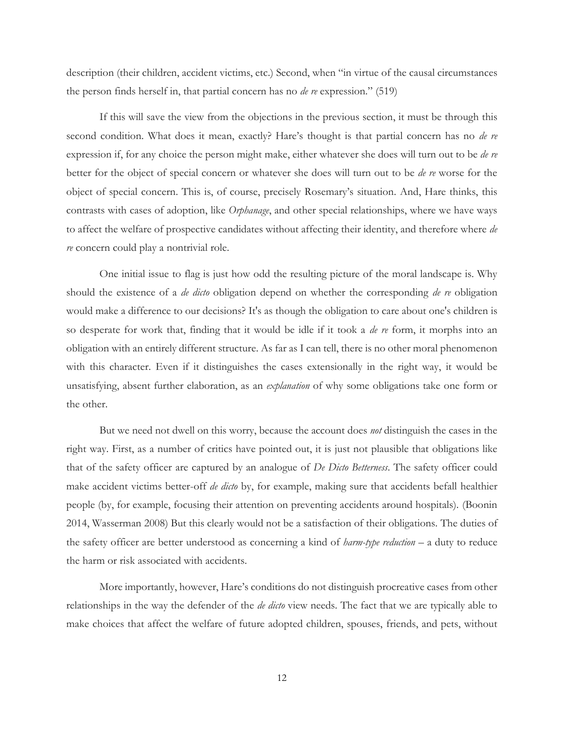description (their children, accident victims, etc.) Second, when "in virtue of the causal circumstances the person finds herself in, that partial concern has no *de re* expression." (519)

If this will save the view from the objections in the previous section, it must be through this second condition. What does it mean, exactly? Hare's thought is that partial concern has no *de re* expression if, for any choice the person might make, either whatever she does will turn out to be *de re* better for the object of special concern or whatever she does will turn out to be *de re* worse for the object of special concern. This is, of course, precisely Rosemary's situation. And, Hare thinks, this contrasts with cases of adoption, like *Orphanage*, and other special relationships, where we have ways to affect the welfare of prospective candidates without affecting their identity, and therefore where *de re* concern could play a nontrivial role.

One initial issue to flag is just how odd the resulting picture of the moral landscape is. Why should the existence of a *de dicto* obligation depend on whether the corresponding *de re* obligation would make a difference to our decisions? It's as though the obligation to care about one's children is so desperate for work that, finding that it would be idle if it took a *de re* form, it morphs into an obligation with an entirely different structure. As far as I can tell, there is no other moral phenomenon with this character. Even if it distinguishes the cases extensionally in the right way, it would be unsatisfying, absent further elaboration, as an *explanation* of why some obligations take one form or the other.

But we need not dwell on this worry, because the account does *not* distinguish the cases in the right way. First, as a number of critics have pointed out, it is just not plausible that obligations like that of the safety officer are captured by an analogue of *De Dicto Betterness*. The safety officer could make accident victims better-off *de dicto* by, for example, making sure that accidents befall healthier people (by, for example, focusing their attention on preventing accidents around hospitals). (Boonin 2014, Wasserman 2008) But this clearly would not be a satisfaction of their obligations. The duties of the safety officer are better understood as concerning a kind of *harm-type reduction* – a duty to reduce the harm or risk associated with accidents.

More importantly, however, Hare's conditions do not distinguish procreative cases from other relationships in the way the defender of the *de dicto* view needs. The fact that we are typically able to make choices that affect the welfare of future adopted children, spouses, friends, and pets, without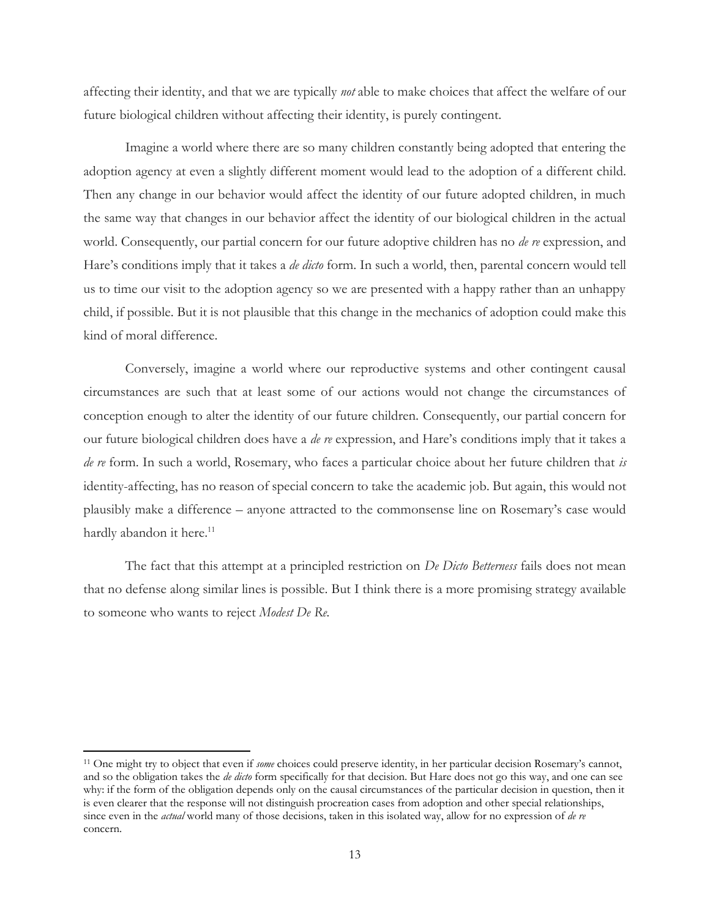affecting their identity, and that we are typically *not* able to make choices that affect the welfare of our future biological children without affecting their identity, is purely contingent.

Imagine a world where there are so many children constantly being adopted that entering the adoption agency at even a slightly different moment would lead to the adoption of a different child. Then any change in our behavior would affect the identity of our future adopted children, in much the same way that changes in our behavior affect the identity of our biological children in the actual world. Consequently, our partial concern for our future adoptive children has no *de re* expression, and Hare's conditions imply that it takes a *de dicto* form. In such a world, then, parental concern would tell us to time our visit to the adoption agency so we are presented with a happy rather than an unhappy child, if possible. But it is not plausible that this change in the mechanics of adoption could make this kind of moral difference.

Conversely, imagine a world where our reproductive systems and other contingent causal circumstances are such that at least some of our actions would not change the circumstances of conception enough to alter the identity of our future children. Consequently, our partial concern for our future biological children does have a *de re* expression, and Hare's conditions imply that it takes a *de re* form. In such a world, Rosemary, who faces a particular choice about her future children that *is* identity-affecting, has no reason of special concern to take the academic job. But again, this would not plausibly make a difference – anyone attracted to the commonsense line on Rosemary's case would hardly abandon it here.[11]

The fact that this attempt at a principled restriction on *De Dicto Betterness* fails does not mean that no defense along similar lines is possible. But I think there is a more promising strategy available to someone who wants to reject *Modest De Re.*

---

[11] One might try to object that even if *some* choices could preserve identity, in her particular decision Rosemary's cannot, and so the obligation takes the *de dicto* form specifically for that decision. But Hare does not go this way, and one can see why: if the form of the obligation depends only on the causal circumstances of the particular decision in question, then it is even clearer that the response will not distinguish procreation cases from adoption and other special relationships, since even in the *actual* world many of those decisions, taken in this isolated way, allow for no expression of *de re* concern.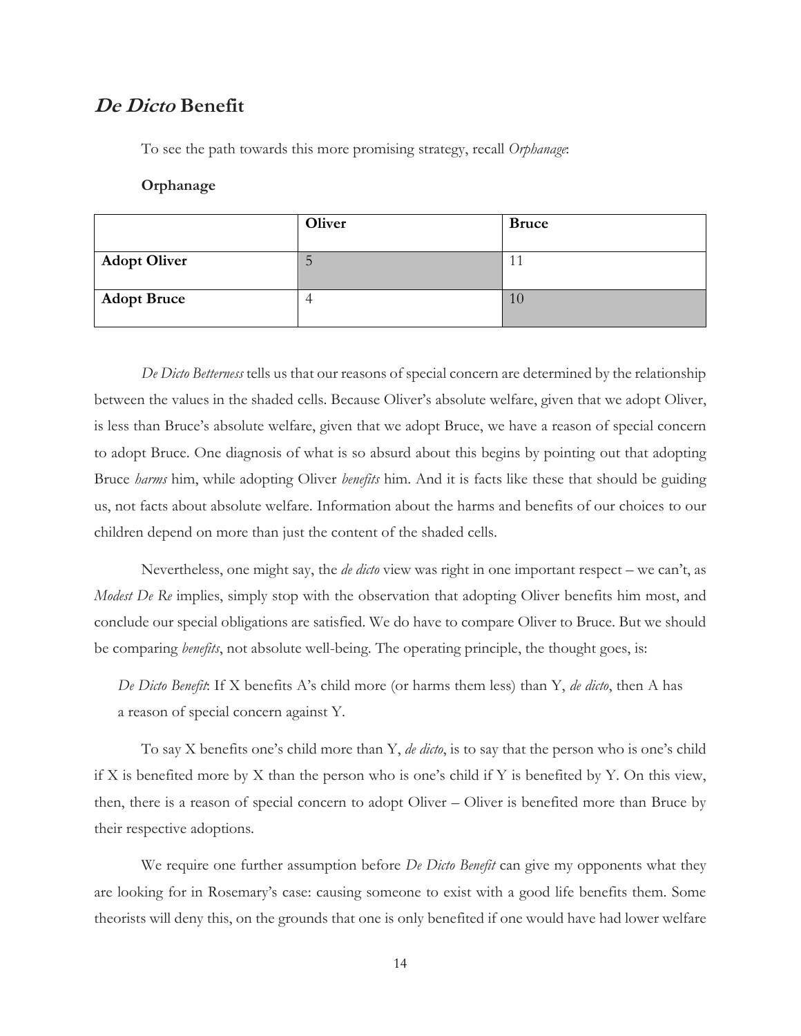## *De Dicto* Benefit

To see the path towards this more promising strategy, recall *Orphanage*:

**Orphanage**

| | **Oliver** | **Bruce** |
|---|---|---|
| **Adopt Oliver** | 5 | 11 |
| **Adopt Bruce** | 4 | 10 |

*De Dicto Betterness* tells us that our reasons of special concern are determined by the relationship between the values in the shaded cells. Because Oliver's absolute welfare, given that we adopt Oliver, is less than Bruce's absolute welfare, given that we adopt Bruce, we have a reason of special concern to adopt Bruce. One diagnosis of what is so absurd about this begins by pointing out that adopting Bruce *harms* him, while adopting Oliver *benefits* him. And it is facts like these that should be guiding us, not facts about absolute welfare. Information about the harms and benefits of our choices to our children depend on more than just the content of the shaded cells.

Nevertheless, one might say, the *de dicto* view was right in one important respect – we can't, as *Modest De Re* implies, simply stop with the observation that adopting Oliver benefits him most, and conclude our special obligations are satisfied. We do have to compare Oliver to Bruce. But we should be comparing *benefits*, not absolute well-being. The operating principle, the thought goes, is:

*De Dicto Benefit*: If X benefits A's child more (or harms them less) than Y, *de dicto*, then A has a reason of special concern against Y.

To say X benefits one's child more than Y, *de dicto*, is to say that the person who is one's child if X is benefited more by X than the person who is one's child if Y is benefited by Y. On this view, then, there is a reason of special concern to adopt Oliver – Oliver is benefited more than Bruce by their respective adoptions.

We require one further assumption before *De Dicto Benefit* can give my opponents what they are looking for in Rosemary's case: causing someone to exist with a good life benefits them. Some theorists will deny this, on the grounds that one is only benefited if one would have had lower welfare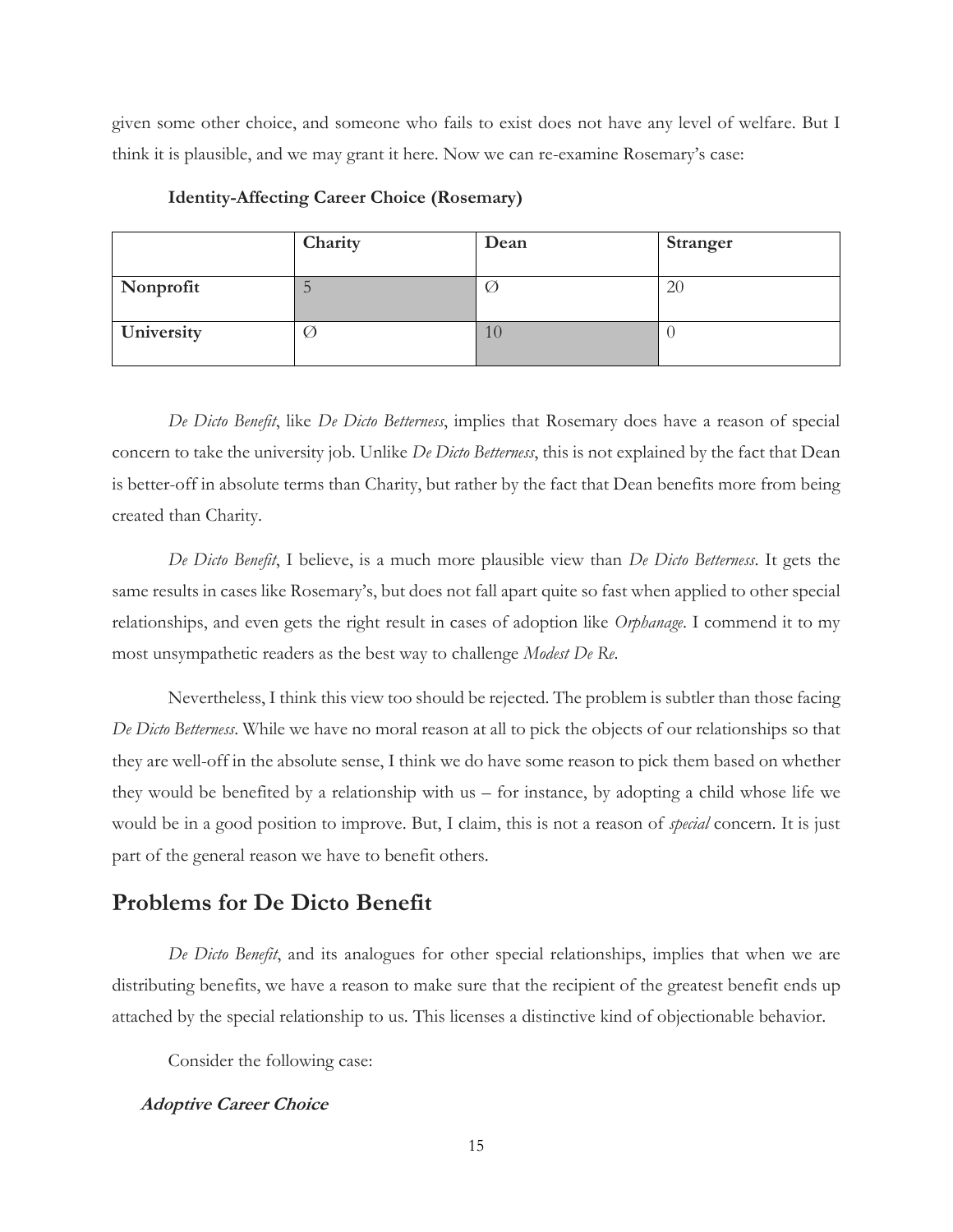given some other choice, and someone who fails to exist does not have any level of welfare. But I think it is plausible, and we may grant it here. Now we can re-examine Rosemary's case:

**Identity-Affecting Career Choice (Rosemary)**

| | Charity | Dean | Stranger |
|---|---|---|---|
| **Nonprofit** | 5 | ∅ | 20 |
| **University** | ∅ | 10 | 0 |

*De Dicto Benefit*, like *De Dicto Betterness*, implies that Rosemary does have a reason of special concern to take the university job. Unlike *De Dicto Betterness*, this is not explained by the fact that Dean is better-off in absolute terms than Charity, but rather by the fact that Dean benefits more from being created than Charity.

*De Dicto Benefit*, I believe, is a much more plausible view than *De Dicto Betterness*. It gets the same results in cases like Rosemary's, but does not fall apart quite so fast when applied to other special relationships, and even gets the right result in cases of adoption like *Orphanage*. I commend it to my most unsympathetic readers as the best way to challenge *Modest De Re*.

Nevertheless, I think this view too should be rejected. The problem is subtler than those facing *De Dicto Betterness*. While we have no moral reason at all to pick the objects of our relationships so that they are well-off in the absolute sense, I think we do have some reason to pick them based on whether they would be benefited by a relationship with us – for instance, by adopting a child whose life we would be in a good position to improve. But, I claim, this is not a reason of *special* concern. It is just part of the general reason we have to benefit others.

## Problems for De Dicto Benefit

*De Dicto Benefit*, and its analogues for other special relationships, implies that when we are distributing benefits, we have a reason to make sure that the recipient of the greatest benefit ends up attached by the special relationship to us. This licenses a distinctive kind of objectionable behavior.

Consider the following case:

***Adoptive Career Choice***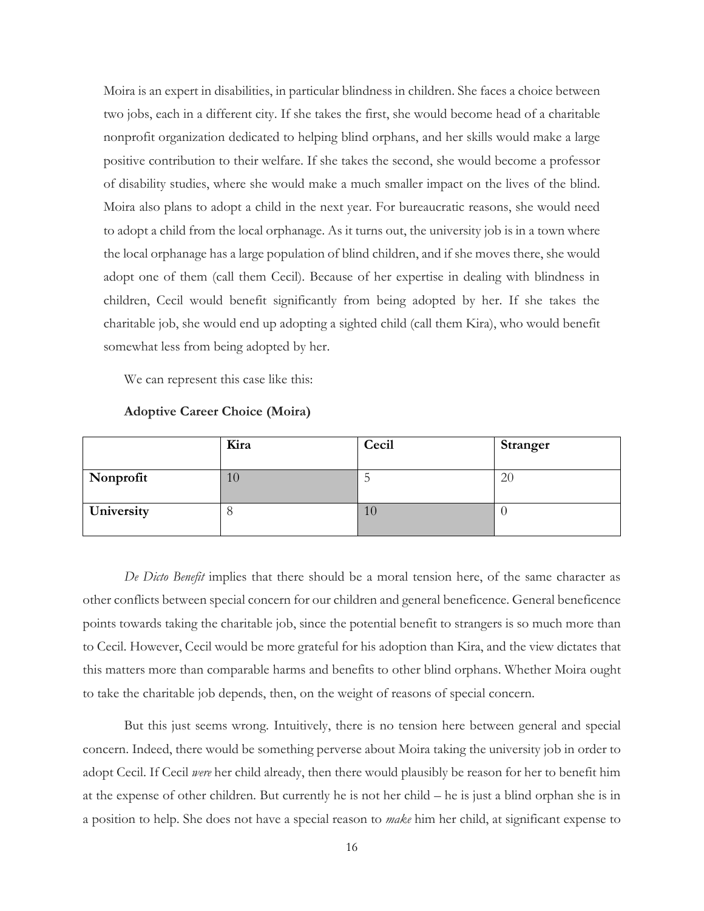Moira is an expert in disabilities, in particular blindness in children. She faces a choice between two jobs, each in a different city. If she takes the first, she would become head of a charitable nonprofit organization dedicated to helping blind orphans, and her skills would make a large positive contribution to their welfare. If she takes the second, she would become a professor of disability studies, where she would make a much smaller impact on the lives of the blind. Moira also plans to adopt a child in the next year. For bureaucratic reasons, she would need to adopt a child from the local orphanage. As it turns out, the university job is in a town where the local orphanage has a large population of blind children, and if she moves there, she would adopt one of them (call them Cecil). Because of her expertise in dealing with blindness in children, Cecil would benefit significantly from being adopted by her. If she takes the charitable job, she would end up adopting a sighted child (call them Kira), who would benefit somewhat less from being adopted by her.

We can represent this case like this:

**Adoptive Career Choice (Moira)**

| | **Kira** | **Cecil** | **Stranger** |
|---|---|---|---|
| **Nonprofit** | 10 | 5 | 20 |
| **University** | 8 | 10 | 0 |

*De Dicto Benefit* implies that there should be a moral tension here, of the same character as other conflicts between special concern for our children and general beneficence. General beneficence points towards taking the charitable job, since the potential benefit to strangers is so much more than to Cecil. However, Cecil would be more grateful for his adoption than Kira, and the view dictates that this matters more than comparable harms and benefits to other blind orphans. Whether Moira ought to take the charitable job depends, then, on the weight of reasons of special concern.

But this just seems wrong. Intuitively, there is no tension here between general and special concern. Indeed, there would be something perverse about Moira taking the university job in order to adopt Cecil. If Cecil *were* her child already, then there would plausibly be reason for her to benefit him at the expense of other children. But currently he is not her child – he is just a blind orphan she is in a position to help. She does not have a special reason to *make* him her child, at significant expense to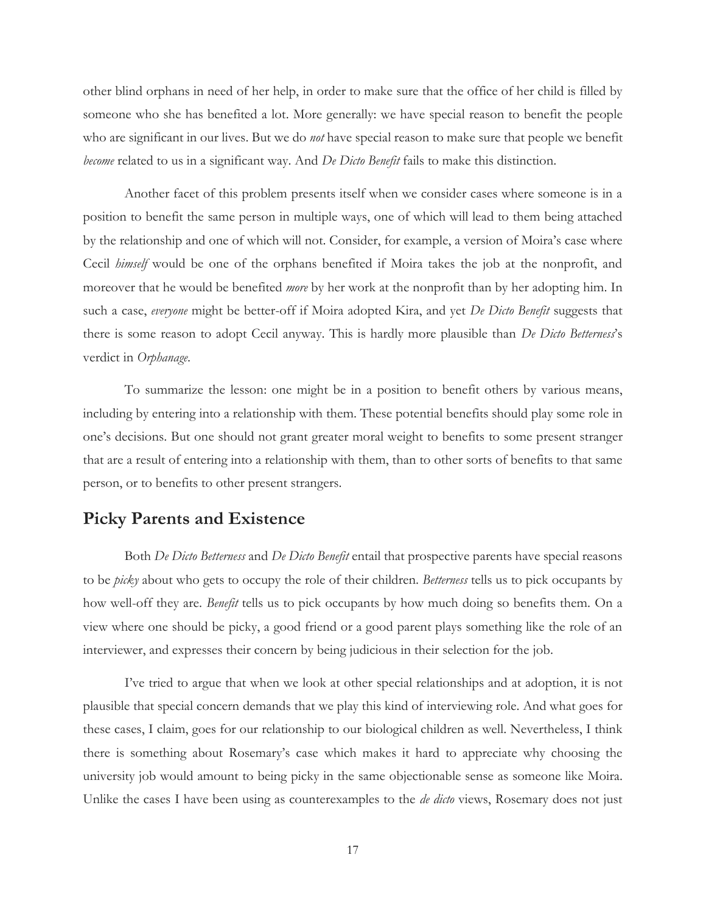other blind orphans in need of her help, in order to make sure that the office of her child is filled by someone who she has benefited a lot. More generally: we have special reason to benefit the people who are significant in our lives. But we do *not* have special reason to make sure that people we benefit *become* related to us in a significant way. And *De Dicto Benefit* fails to make this distinction.

Another facet of this problem presents itself when we consider cases where someone is in a position to benefit the same person in multiple ways, one of which will lead to them being attached by the relationship and one of which will not. Consider, for example, a version of Moira's case where Cecil *himself* would be one of the orphans benefited if Moira takes the job at the nonprofit, and moreover that he would be benefited *more* by her work at the nonprofit than by her adopting him. In such a case, *everyone* might be better-off if Moira adopted Kira, and yet *De Dicto Benefit* suggests that there is some reason to adopt Cecil anyway. This is hardly more plausible than *De Dicto Betterness*'s verdict in *Orphanage*.

To summarize the lesson: one might be in a position to benefit others by various means, including by entering into a relationship with them. These potential benefits should play some role in one's decisions. But one should not grant greater moral weight to benefits to some present stranger that are a result of entering into a relationship with them, than to other sorts of benefits to that same person, or to benefits to other present strangers.

## Picky Parents and Existence

Both *De Dicto Betterness* and *De Dicto Benefit* entail that prospective parents have special reasons to be *picky* about who gets to occupy the role of their children. *Betterness* tells us to pick occupants by how well-off they are. *Benefit* tells us to pick occupants by how much doing so benefits them. On a view where one should be picky, a good friend or a good parent plays something like the role of an interviewer, and expresses their concern by being judicious in their selection for the job.

I've tried to argue that when we look at other special relationships and at adoption, it is not plausible that special concern demands that we play this kind of interviewing role. And what goes for these cases, I claim, goes for our relationship to our biological children as well. Nevertheless, I think there is something about Rosemary's case which makes it hard to appreciate why choosing the university job would amount to being picky in the same objectionable sense as someone like Moira. Unlike the cases I have been using as counterexamples to the *de dicto* views, Rosemary does not just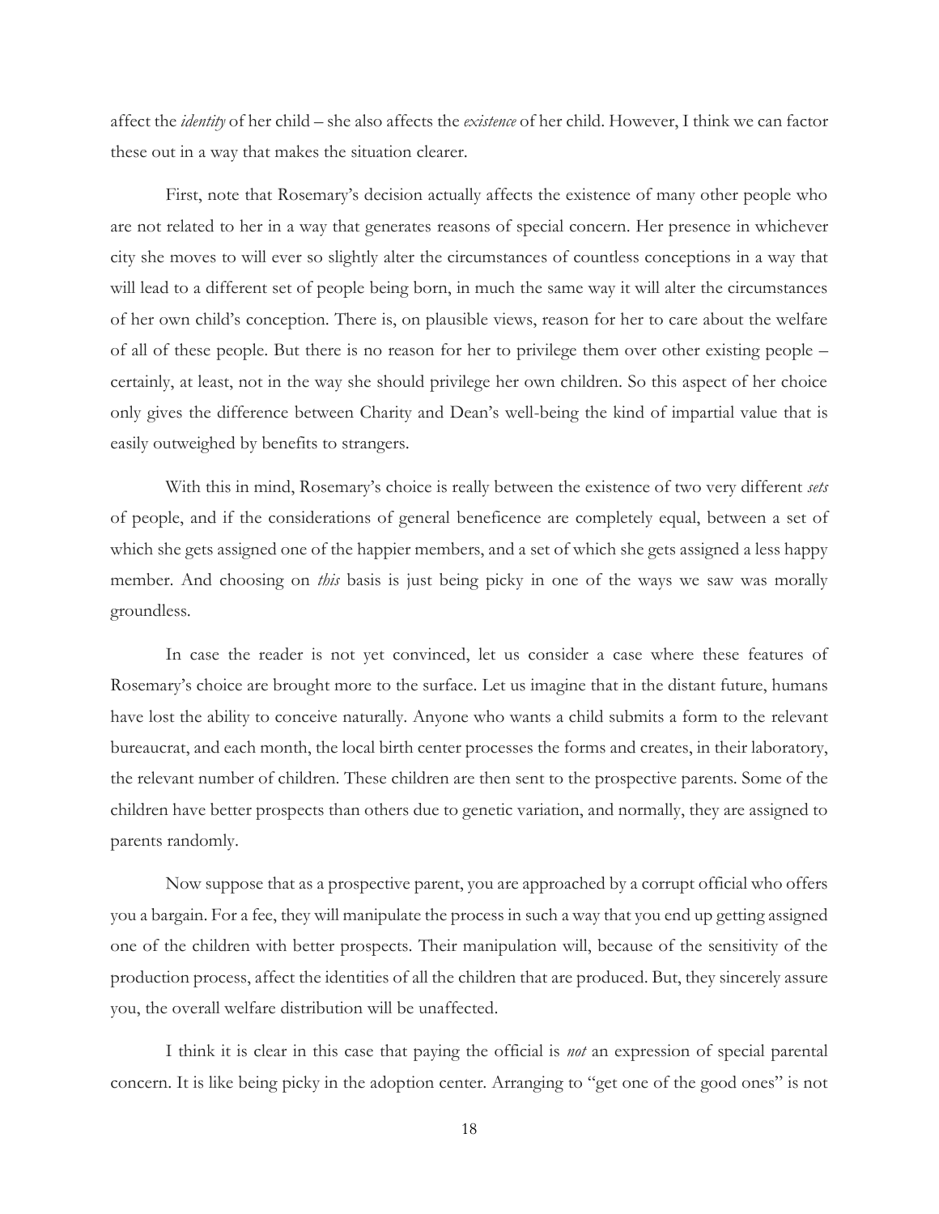affect the *identity* of her child – she also affects the *existence* of her child. However, I think we can factor these out in a way that makes the situation clearer.

First, note that Rosemary's decision actually affects the existence of many other people who are not related to her in a way that generates reasons of special concern. Her presence in whichever city she moves to will ever so slightly alter the circumstances of countless conceptions in a way that will lead to a different set of people being born, in much the same way it will alter the circumstances of her own child's conception. There is, on plausible views, reason for her to care about the welfare of all of these people. But there is no reason for her to privilege them over other existing people – certainly, at least, not in the way she should privilege her own children. So this aspect of her choice only gives the difference between Charity and Dean's well-being the kind of impartial value that is easily outweighed by benefits to strangers.

With this in mind, Rosemary's choice is really between the existence of two very different *sets* of people, and if the considerations of general beneficence are completely equal, between a set of which she gets assigned one of the happier members, and a set of which she gets assigned a less happy member. And choosing on *this* basis is just being picky in one of the ways we saw was morally groundless.

In case the reader is not yet convinced, let us consider a case where these features of Rosemary's choice are brought more to the surface. Let us imagine that in the distant future, humans have lost the ability to conceive naturally. Anyone who wants a child submits a form to the relevant bureaucrat, and each month, the local birth center processes the forms and creates, in their laboratory, the relevant number of children. These children are then sent to the prospective parents. Some of the children have better prospects than others due to genetic variation, and normally, they are assigned to parents randomly.

Now suppose that as a prospective parent, you are approached by a corrupt official who offers you a bargain. For a fee, they will manipulate the process in such a way that you end up getting assigned one of the children with better prospects. Their manipulation will, because of the sensitivity of the production process, affect the identities of all the children that are produced. But, they sincerely assure you, the overall welfare distribution will be unaffected.

I think it is clear in this case that paying the official is *not* an expression of special parental concern. It is like being picky in the adoption center. Arranging to "get one of the good ones" is not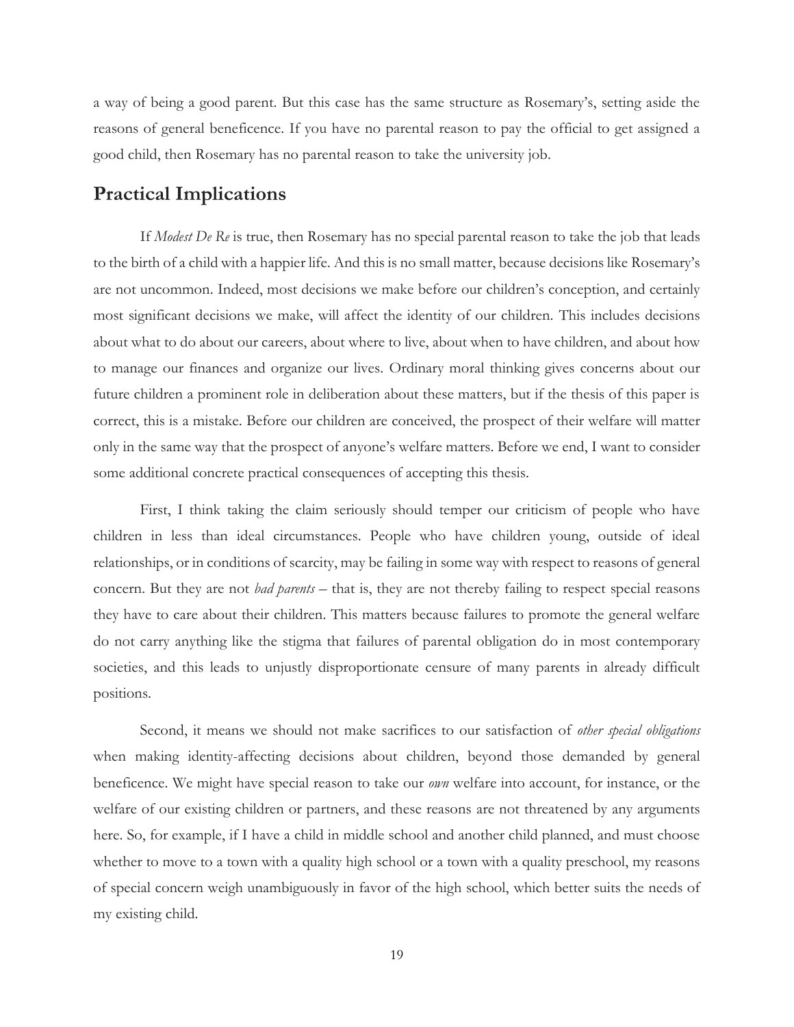a way of being a good parent. But this case has the same structure as Rosemary's, setting aside the reasons of general beneficence. If you have no parental reason to pay the official to get assigned a good child, then Rosemary has no parental reason to take the university job.

## Practical Implications

If *Modest De Re* is true, then Rosemary has no special parental reason to take the job that leads to the birth of a child with a happier life. And this is no small matter, because decisions like Rosemary's are not uncommon. Indeed, most decisions we make before our children's conception, and certainly most significant decisions we make, will affect the identity of our children. This includes decisions about what to do about our careers, about where to live, about when to have children, and about how to manage our finances and organize our lives. Ordinary moral thinking gives concerns about our future children a prominent role in deliberation about these matters, but if the thesis of this paper is correct, this is a mistake. Before our children are conceived, the prospect of their welfare will matter only in the same way that the prospect of anyone's welfare matters. Before we end, I want to consider some additional concrete practical consequences of accepting this thesis.

First, I think taking the claim seriously should temper our criticism of people who have children in less than ideal circumstances. People who have children young, outside of ideal relationships, or in conditions of scarcity, may be failing in some way with respect to reasons of general concern. But they are not *bad parents* – that is, they are not thereby failing to respect special reasons they have to care about their children. This matters because failures to promote the general welfare do not carry anything like the stigma that failures of parental obligation do in most contemporary societies, and this leads to unjustly disproportionate censure of many parents in already difficult positions.

Second, it means we should not make sacrifices to our satisfaction of *other special obligations* when making identity-affecting decisions about children, beyond those demanded by general beneficence. We might have special reason to take our *own* welfare into account, for instance, or the welfare of our existing children or partners, and these reasons are not threatened by any arguments here. So, for example, if I have a child in middle school and another child planned, and must choose whether to move to a town with a quality high school or a town with a quality preschool, my reasons of special concern weigh unambiguously in favor of the high school, which better suits the needs of my existing child.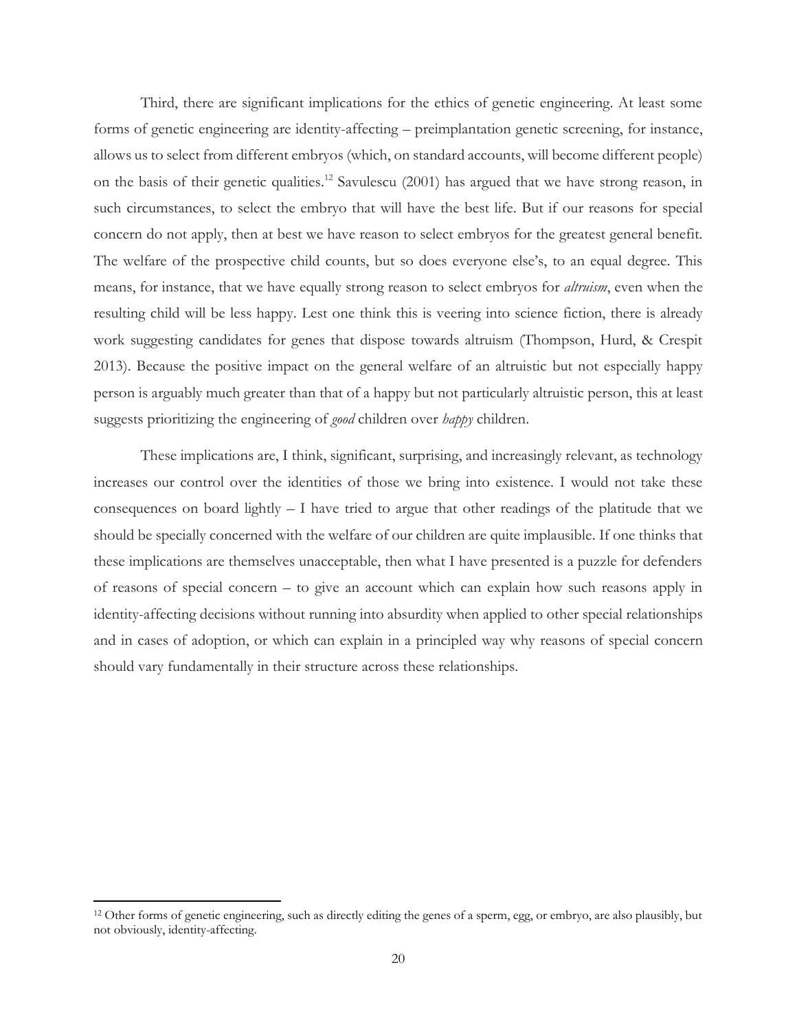Third, there are significant implications for the ethics of genetic engineering. At least some forms of genetic engineering are identity-affecting – preimplantation genetic screening, for instance, allows us to select from different embryos (which, on standard accounts, will become different people) on the basis of their genetic qualities.[12] Savulescu (2001) has argued that we have strong reason, in such circumstances, to select the embryo that will have the best life. But if our reasons for special concern do not apply, then at best we have reason to select embryos for the greatest general benefit. The welfare of the prospective child counts, but so does everyone else's, to an equal degree. This means, for instance, that we have equally strong reason to select embryos for *altruism*, even when the resulting child will be less happy. Lest one think this is veering into science fiction, there is already work suggesting candidates for genes that dispose towards altruism (Thompson, Hurd, & Crespit 2013). Because the positive impact on the general welfare of an altruistic but not especially happy person is arguably much greater than that of a happy but not particularly altruistic person, this at least suggests prioritizing the engineering of *good* children over *happy* children.

These implications are, I think, significant, surprising, and increasingly relevant, as technology increases our control over the identities of those we bring into existence. I would not take these consequences on board lightly – I have tried to argue that other readings of the platitude that we should be specially concerned with the welfare of our children are quite implausible. If one thinks that these implications are themselves unacceptable, then what I have presented is a puzzle for defenders of reasons of special concern – to give an account which can explain how such reasons apply in identity-affecting decisions without running into absurdity when applied to other special relationships and in cases of adoption, or which can explain in a principled way why reasons of special concern should vary fundamentally in their structure across these relationships.

[12] Other forms of genetic engineering, such as directly editing the genes of a sperm, egg, or embryo, are also plausibly, but not obviously, identity-affecting.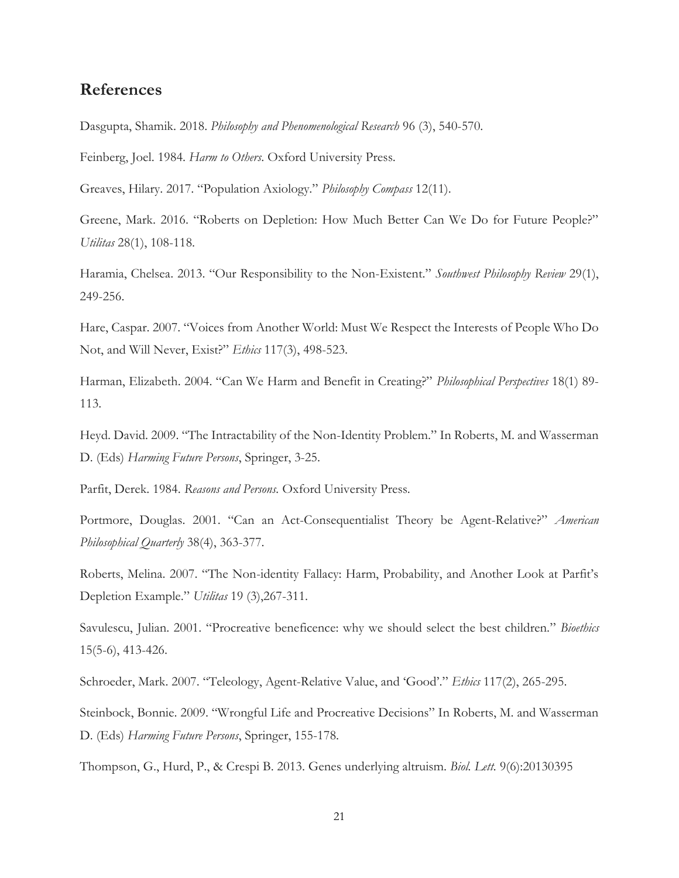## References

Dasgupta, Shamik. 2018. *Philosophy and Phenomenological Research* 96 (3), 540-570.

Feinberg, Joel. 1984. *Harm to Others*. Oxford University Press.

Greaves, Hilary. 2017. "Population Axiology." *Philosophy Compass* 12(11).

Greene, Mark. 2016. "Roberts on Depletion: How Much Better Can We Do for Future People?" *Utilitas* 28(1), 108-118.

Haramia, Chelsea. 2013. "Our Responsibility to the Non-Existent." *Southwest Philosophy Review* 29(1), 249-256.

Hare, Caspar. 2007. "Voices from Another World: Must We Respect the Interests of People Who Do Not, and Will Never, Exist?" *Ethics* 117(3), 498-523.

Harman, Elizabeth. 2004. "Can We Harm and Benefit in Creating?" *Philosophical Perspectives* 18(1) 89-113.

Heyd. David. 2009. "The Intractability of the Non-Identity Problem." In Roberts, M. and Wasserman D. (Eds) *Harming Future Persons*, Springer, 3-25.

Parfit, Derek. 1984. *Reasons and Persons*. Oxford University Press.

Portmore, Douglas. 2001. "Can an Act-Consequentialist Theory be Agent-Relative?" *American Philosophical Quarterly* 38(4), 363-377.

Roberts, Melina. 2007. "The Non-identity Fallacy: Harm, Probability, and Another Look at Parfit's Depletion Example." *Utilitas* 19 (3),267-311.

Savulescu, Julian. 2001. "Procreative beneficence: why we should select the best children." *Bioethics* 15(5-6), 413-426.

Schroeder, Mark. 2007. "Teleology, Agent-Relative Value, and 'Good'." *Ethics* 117(2), 265-295.

Steinbock, Bonnie. 2009. "Wrongful Life and Procreative Decisions" In Roberts, M. and Wasserman D. (Eds) *Harming Future Persons*, Springer, 155-178.

Thompson, G., Hurd, P., & Crespi B. 2013. Genes underlying altruism. *Biol. Lett.* 9(6):20130395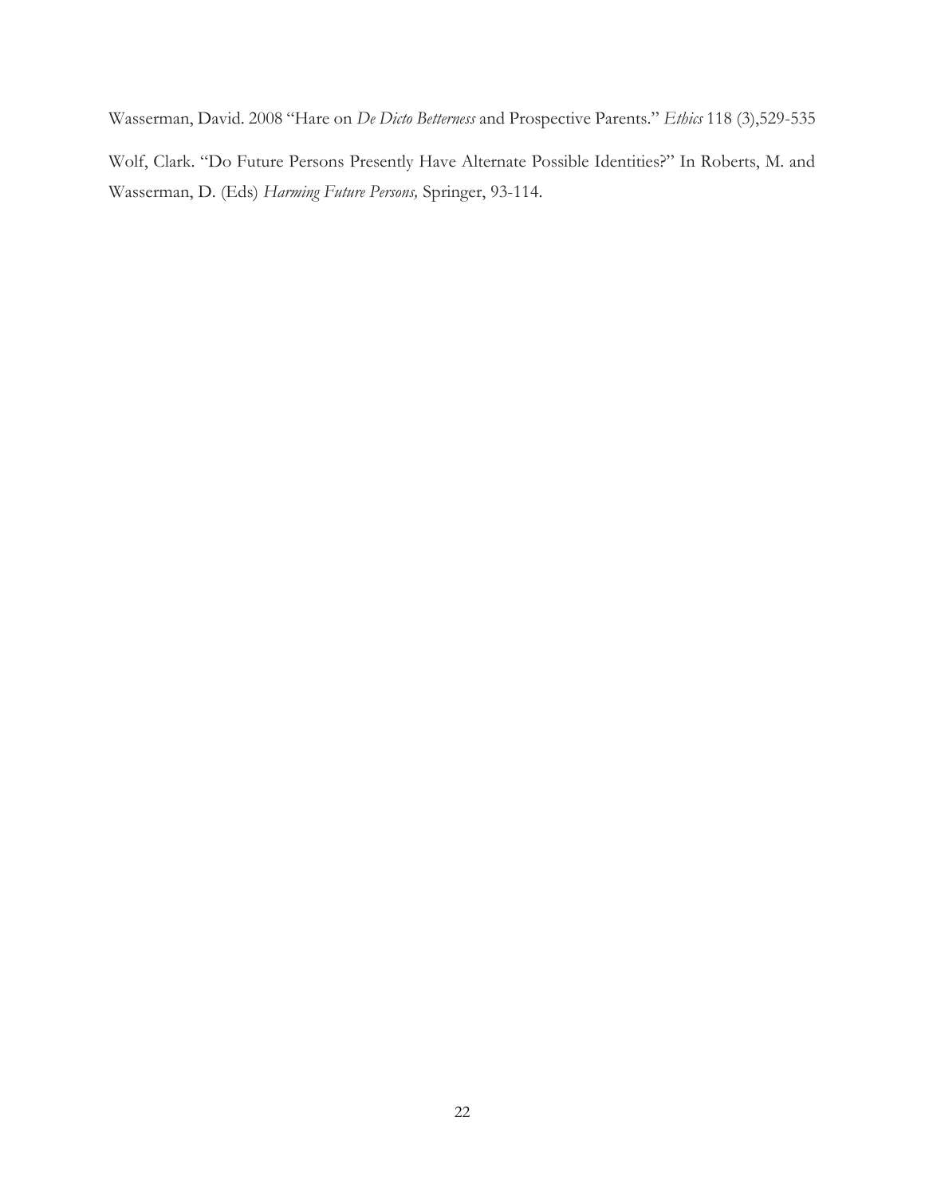Wasserman, David. 2008 "Hare on *De Dicto Betterness* and Prospective Parents." *Ethics* 118 (3),529-535

Wolf, Clark. "Do Future Persons Presently Have Alternate Possible Identities?" In Roberts, M. and Wasserman, D. (Eds) *Harming Future Persons,* Springer, 93-114.